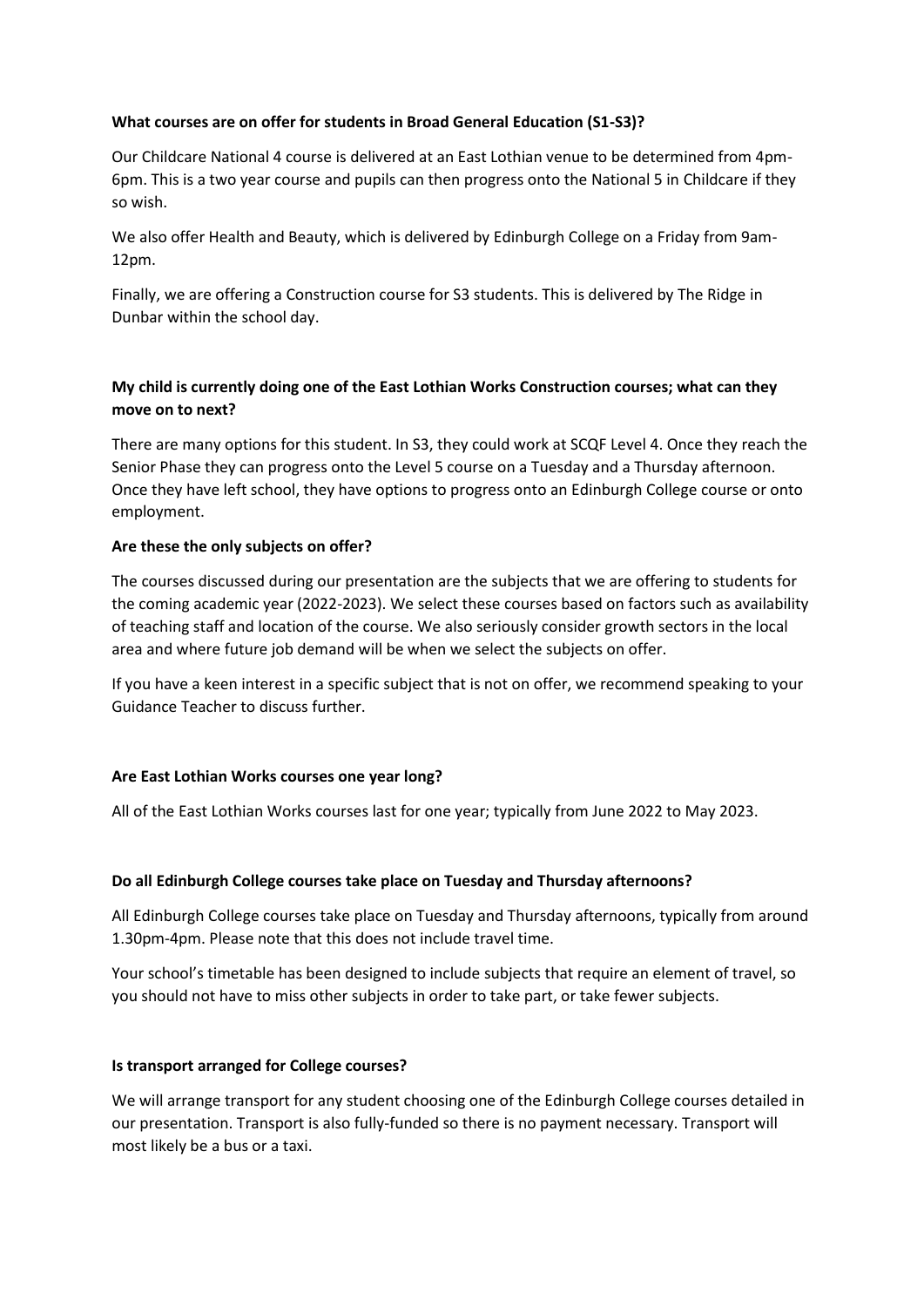**What courses are on offer for students in Broad General Education (S1-S3)?**

Our Childcare National 4 course is delivered at an East Lothian venue to be determined from 4pm-6pm. This is a two year course and pupils can then progress onto the National 5 in Childcare if they so wish.

We also offer Health and Beauty, which is delivered by Edinburgh College on a Friday from 9am-12pm.

Finally, we are offering a Construction course for S3 students. This is delivered by The Ridge in Dunbar within the school day.

**My child is currently doing one of the East Lothian Works Construction courses; what can they move on to next?**

There are many options for this student. In S3, they could work at SCQF Level 4. Once they reach the Senior Phase they can progress onto the Level 5 course on a Tuesday and a Thursday afternoon. Once they have left school, they have options to progress onto an Edinburgh College course or onto employment.

**Are these the only subjects on offer?**

The courses discussed during our presentation are the subjects that we are offering to students for the coming academic year (2022-2023). We select these courses based on factors such as availability of teaching staff and location of the course. We also seriously consider growth sectors in the local area and where future job demand will be when we select the subjects on offer.

If you have a keen interest in a specific subject that is not on offer, we recommend speaking to your Guidance Teacher to discuss further.

**Are East Lothian Works courses one year long?**

All of the East Lothian Works courses last for one year; typically from June 2022 to May 2023.

**Do all Edinburgh College courses take place on Tuesday and Thursday afternoons?**

All Edinburgh College courses take place on Tuesday and Thursday afternoons, typically from around 1.30pm-4pm. Please note that this does not include travel time.

Your school's timetable has been designed to include subjects that require an element of travel, so you should not have to miss other subjects in order to take part, or take fewer subjects.

**Is transport arranged for College courses?**

We will arrange transport for any student choosing one of the Edinburgh College courses detailed in our presentation. Transport is also fully-funded so there is no payment necessary. Transport will most likely be a bus or a taxi.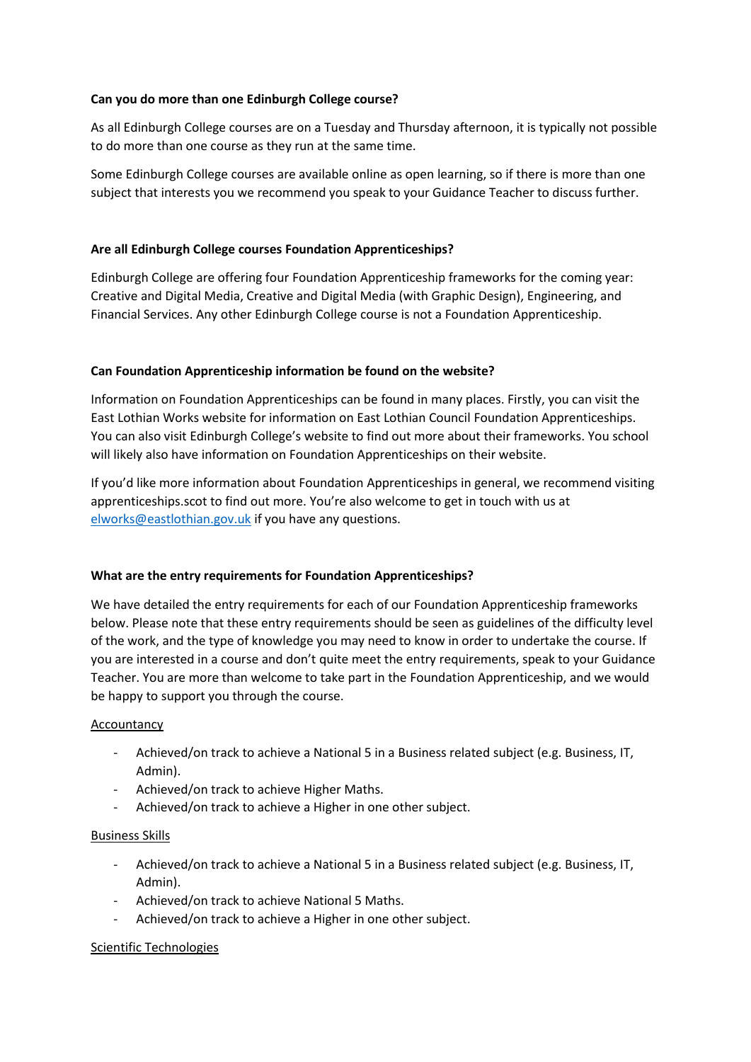**Can you do more than one Edinburgh College course?**

As all Edinburgh College courses are on a Tuesday and Thursday afternoon, it is typically not possible to do more than one course as they run at the same time.

Some Edinburgh College courses are available online as open learning, so if there is more than one subject that interests you we recommend you speak to your Guidance Teacher to discuss further.

**Are all Edinburgh College courses Foundation Apprenticeships?**

Edinburgh College are offering four Foundation Apprenticeship frameworks for the coming year: Creative and Digital Media, Creative and Digital Media (with Graphic Design), Engineering, and Financial Services. Any other Edinburgh College course is not a Foundation Apprenticeship.

**Can Foundation Apprenticeship information be found on the website?**

Information on Foundation Apprenticeships can be found in many places. Firstly, you can visit the East Lothian Works website for information on East Lothian Council Foundation Apprenticeships. You can also visit Edinburgh College's website to find out more about their frameworks. You school will likely also have information on Foundation Apprenticeships on their website.

If you'd like more information about Foundation Apprenticeships in general, we recommend visiting apprenticeships.scot to find out more. You're also welcome to get in touch with us at elworks@eastlothian.gov.uk if you have any questions.

**What are the entry requirements for Foundation Apprenticeships?**

We have detailed the entry requirements for each of our Foundation Apprenticeship frameworks below. Please note that these entry requirements should be seen as guidelines of the difficulty level of the work, and the type of knowledge you may need to know in order to undertake the course. If you are interested in a course and don't quite meet the entry requirements, speak to your Guidance Teacher. You are more than welcome to take part in the Foundation Apprenticeship, and we would be happy to support you through the course.

Accountancy

- Achieved/on track to achieve a National 5 in a Business related subject (e.g. Business, IT, Admin).
- Achieved/on track to achieve Higher Maths.
- Achieved/on track to achieve a Higher in one other subject.

Business Skills

- Achieved/on track to achieve a National 5 in a Business related subject (e.g. Business, IT, Admin).
- Achieved/on track to achieve National 5 Maths.
- Achieved/on track to achieve a Higher in one other subject.

Scientific Technologies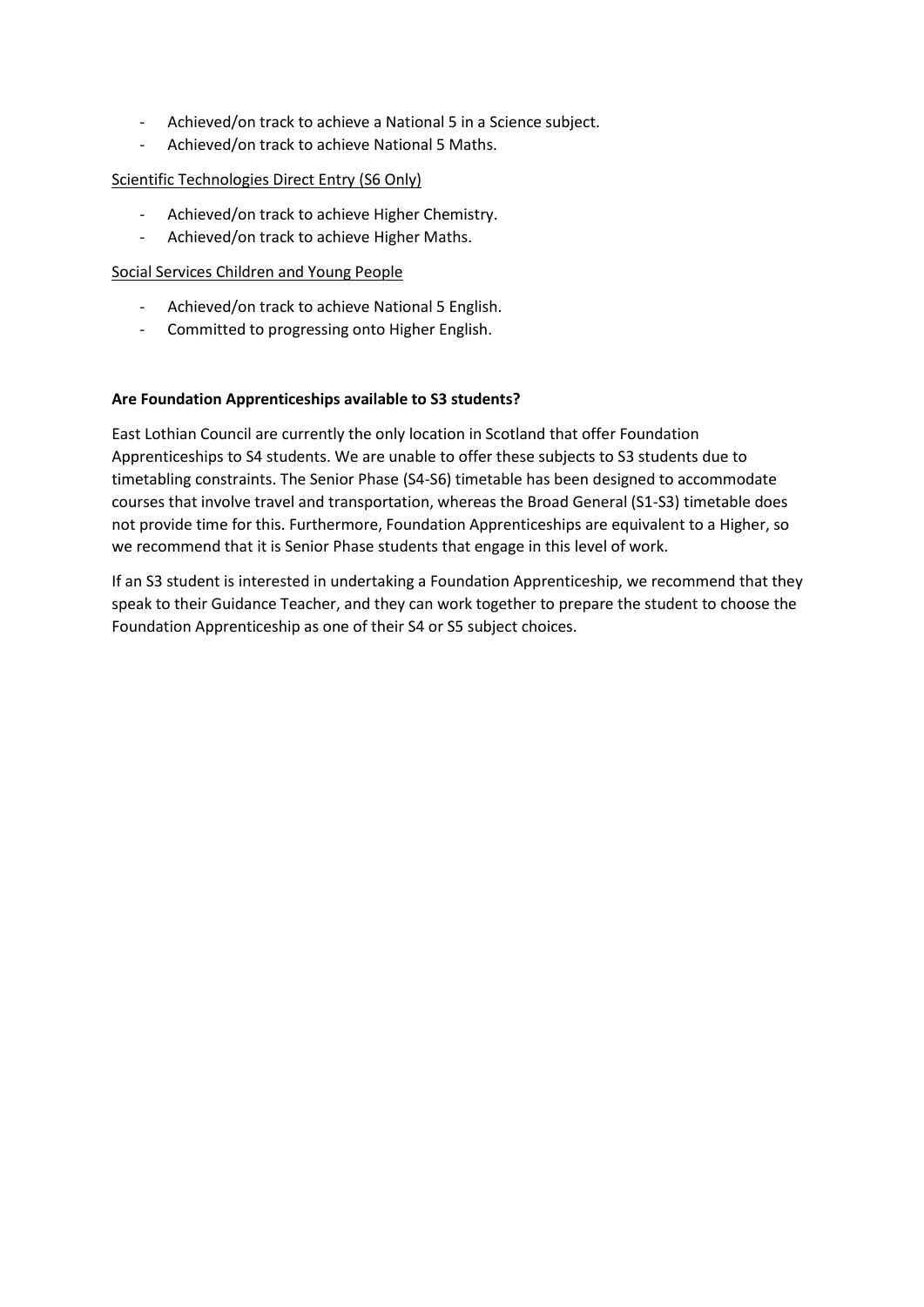- Achieved/on track to achieve a National 5 in a Science subject.
- Achieved/on track to achieve National 5 Maths.

Scientific Technologies Direct Entry (S6 Only)

- Achieved/on track to achieve Higher Chemistry.
- Achieved/on track to achieve Higher Maths.

Social Services Children and Young People

- Achieved/on track to achieve National 5 English.
- Committed to progressing onto Higher English.

**Are Foundation Apprenticeships available to S3 students?**

East Lothian Council are currently the only location in Scotland that offer Foundation Apprenticeships to S4 students. We are unable to offer these subjects to S3 students due to timetabling constraints. The Senior Phase (S4-S6) timetable has been designed to accommodate courses that involve travel and transportation, whereas the Broad General (S1-S3) timetable does not provide time for this. Furthermore, Foundation Apprenticeships are equivalent to a Higher, so we recommend that it is Senior Phase students that engage in this level of work.

If an S3 student is interested in undertaking a Foundation Apprenticeship, we recommend that they speak to their Guidance Teacher, and they can work together to prepare the student to choose the Foundation Apprenticeship as one of their S4 or S5 subject choices.